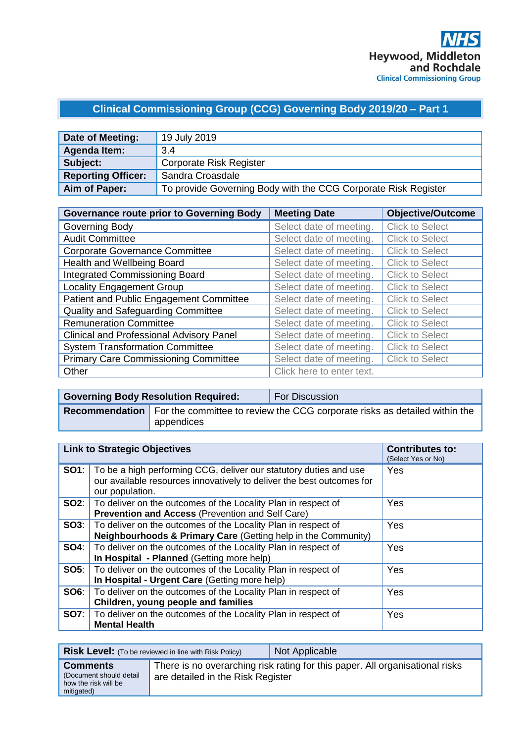NHS
Heywood, Middleton and Rochdale
Clinical Commissioning Group

# Clinical Commissioning Group (CCG) Governing Body 2019/20 – Part 1

| **Date of Meeting:** | 19 July 2019 |
|---|---|
| **Agenda Item:** | 3.4 |
| **Subject:** | Corporate Risk Register |
| **Reporting Officer:** | Sandra Croasdale |
| **Aim of Paper:** | To provide Governing Body with the CCG Corporate Risk Register |

| **Governance route prior to Governing Body** | **Meeting Date** | **Objective/Outcome** |
|---|---|---|
| Governing Body | Select date of meeting. | Click to Select |
| Audit Committee | Select date of meeting. | Click to Select |
| Corporate Governance Committee | Select date of meeting. | Click to Select |
| Health and Wellbeing Board | Select date of meeting. | Click to Select |
| Integrated Commissioning Board | Select date of meeting. | Click to Select |
| Locality Engagement Group | Select date of meeting. | Click to Select |
| Patient and Public Engagement Committee | Select date of meeting. | Click to Select |
| Quality and Safeguarding Committee | Select date of meeting. | Click to Select |
| Remuneration Committee | Select date of meeting. | Click to Select |
| Clinical and Professional Advisory Panel | Select date of meeting. | Click to Select |
| System Transformation Committee | Select date of meeting. | Click to Select |
| Primary Care Commissioning Committee | Select date of meeting. | Click to Select |
| Other | Click here to enter text. | |

| **Governing Body Resolution Required:** | For Discussion |
|---|---|
| **Recommendation** | For the committee to review the CCG corporate risks as detailed within the appendices |

| **Link to Strategic Objectives** | | **Contributes to:** (Select Yes or No) |
|---|---|---|
| **SO1**: | To be a high performing CCG, deliver our statutory duties and use our available resources innovatively to deliver the best outcomes for our population. | Yes |
| **SO2**: | To deliver on the outcomes of the Locality Plan in respect of **Prevention and Access** (Prevention and Self Care) | Yes |
| **SO3**: | To deliver on the outcomes of the Locality Plan in respect of **Neighbourhoods & Primary Care** (Getting help in the Community) | Yes |
| **SO4**: | To deliver on the outcomes of the Locality Plan in respect of **In Hospital - Planned** (Getting more help) | Yes |
| **SO5**: | To deliver on the outcomes of the Locality Plan in respect of **In Hospital - Urgent Care** (Getting more help) | Yes |
| **SO6**: | To deliver on the outcomes of the Locality Plan in respect of **Children, young people and families** | Yes |
| **SO7**: | To deliver on the outcomes of the Locality Plan in respect of **Mental Health** | Yes |

| **Risk Level:** (To be reviewed in line with Risk Policy) | Not Applicable |
|---|---|
| **Comments** (Document should detail how the risk will be mitigated) | There is no overarching risk rating for this paper. All organisational risks are detailed in the Risk Register |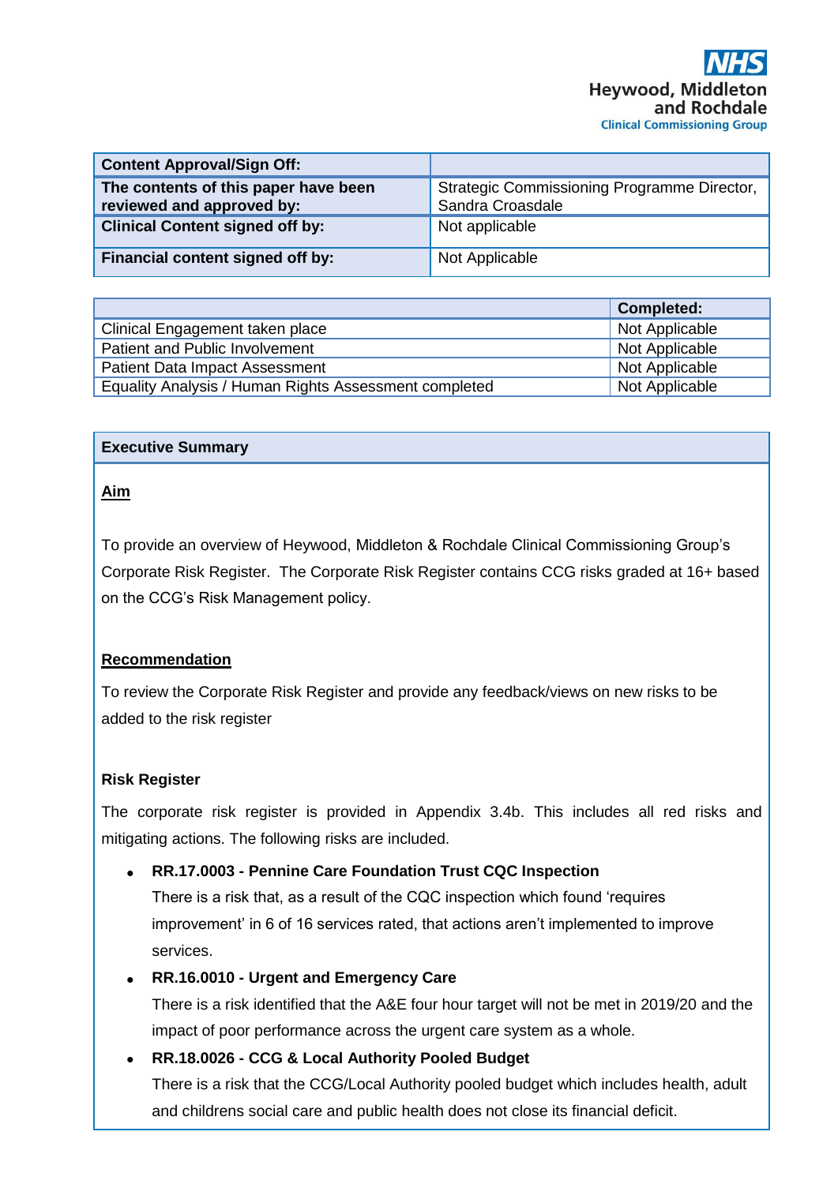NHS
Heywood, Middleton and Rochdale
Clinical Commissioning Group

| **Content Approval/Sign Off:** | |
|---|---|
| **The contents of this paper have been reviewed and approved by:** | Strategic Commissioning Programme Director, Sandra Croasdale |
| **Clinical Content signed off by:** | Not applicable |
| **Financial content signed off by:** | Not Applicable |

| | **Completed:** |
|---|---|
| Clinical Engagement taken place | Not Applicable |
| Patient and Public Involvement | Not Applicable |
| Patient Data Impact Assessment | Not Applicable |
| Equality Analysis / Human Rights Assessment completed | Not Applicable |

## Executive Summary

**Aim**

To provide an overview of Heywood, Middleton & Rochdale Clinical Commissioning Group's Corporate Risk Register. The Corporate Risk Register contains CCG risks graded at 16+ based on the CCG's Risk Management policy.

**Recommendation**

To review the Corporate Risk Register and provide any feedback/views on new risks to be added to the risk register

**Risk Register**

The corporate risk register is provided in Appendix 3.4b. This includes all red risks and mitigating actions. The following risks are included.

- **RR.17.0003 - Pennine Care Foundation Trust CQC Inspection**
  There is a risk that, as a result of the CQC inspection which found 'requires improvement' in 6 of 16 services rated, that actions aren't implemented to improve services.
- **RR.16.0010 - Urgent and Emergency Care**
  There is a risk identified that the A&E four hour target will not be met in 2019/20 and the impact of poor performance across the urgent care system as a whole.
- **RR.18.0026 - CCG & Local Authority Pooled Budget**
  There is a risk that the CCG/Local Authority pooled budget which includes health, adult and childrens social care and public health does not close its financial deficit.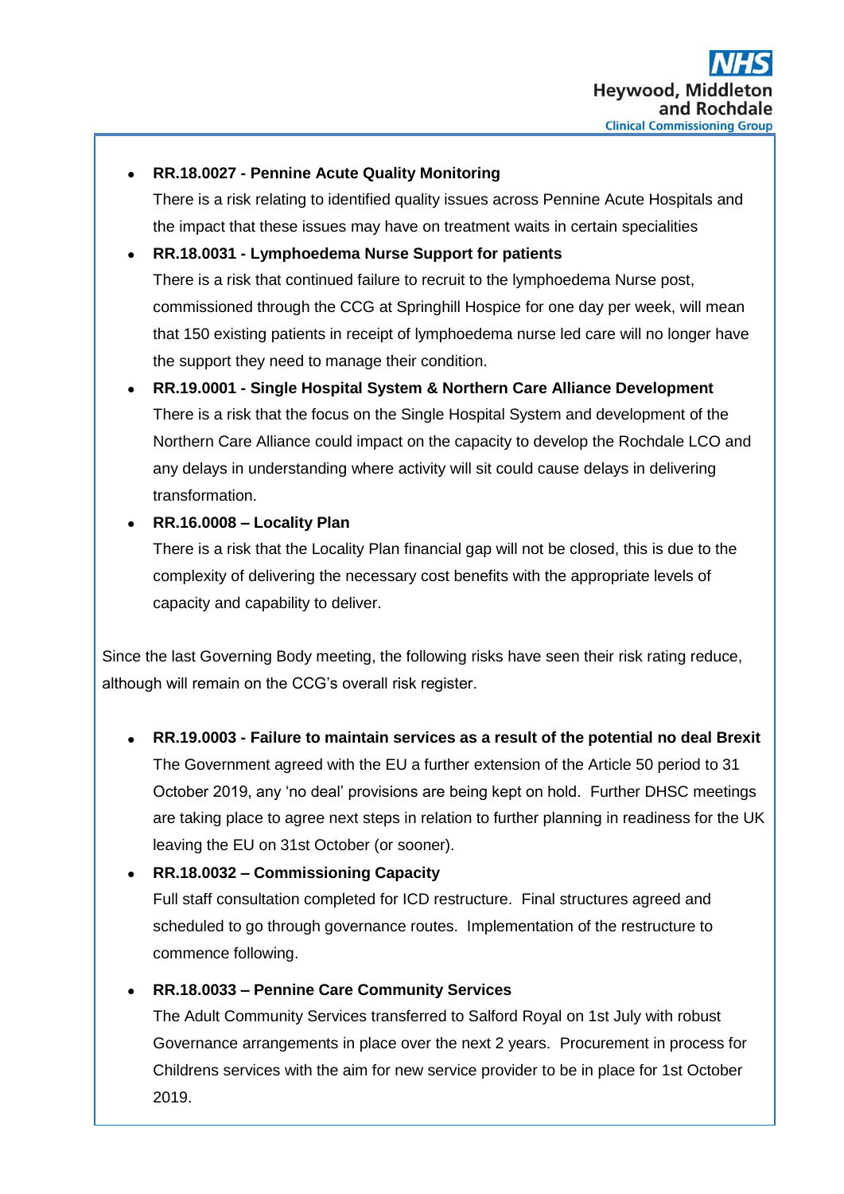- **RR.18.0027 - Pennine Acute Quality Monitoring**
  There is a risk relating to identified quality issues across Pennine Acute Hospitals and the impact that these issues may have on treatment waits in certain specialities
- **RR.18.0031 - Lymphoedema Nurse Support for patients**
  There is a risk that continued failure to recruit to the lymphoedema Nurse post, commissioned through the CCG at Springhill Hospice for one day per week, will mean that 150 existing patients in receipt of lymphoedema nurse led care will no longer have the support they need to manage their condition.
- **RR.19.0001 - Single Hospital System & Northern Care Alliance Development**
  There is a risk that the focus on the Single Hospital System and development of the Northern Care Alliance could impact on the capacity to develop the Rochdale LCO and any delays in understanding where activity will sit could cause delays in delivering transformation.
- **RR.16.0008 – Locality Plan**
  There is a risk that the Locality Plan financial gap will not be closed, this is due to the complexity of delivering the necessary cost benefits with the appropriate levels of capacity and capability to deliver.

Since the last Governing Body meeting, the following risks have seen their risk rating reduce, although will remain on the CCG's overall risk register.

- **RR.19.0003 - Failure to maintain services as a result of the potential no deal Brexit**
  The Government agreed with the EU a further extension of the Article 50 period to 31 October 2019, any 'no deal' provisions are being kept on hold. Further DHSC meetings are taking place to agree next steps in relation to further planning in readiness for the UK leaving the EU on 31st October (or sooner).
- **RR.18.0032 – Commissioning Capacity**
  Full staff consultation completed for ICD restructure. Final structures agreed and scheduled to go through governance routes. Implementation of the restructure to commence following.
- **RR.18.0033 – Pennine Care Community Services**
  The Adult Community Services transferred to Salford Royal on 1st July with robust Governance arrangements in place over the next 2 years. Procurement in process for Childrens services with the aim for new service provider to be in place for 1st October 2019.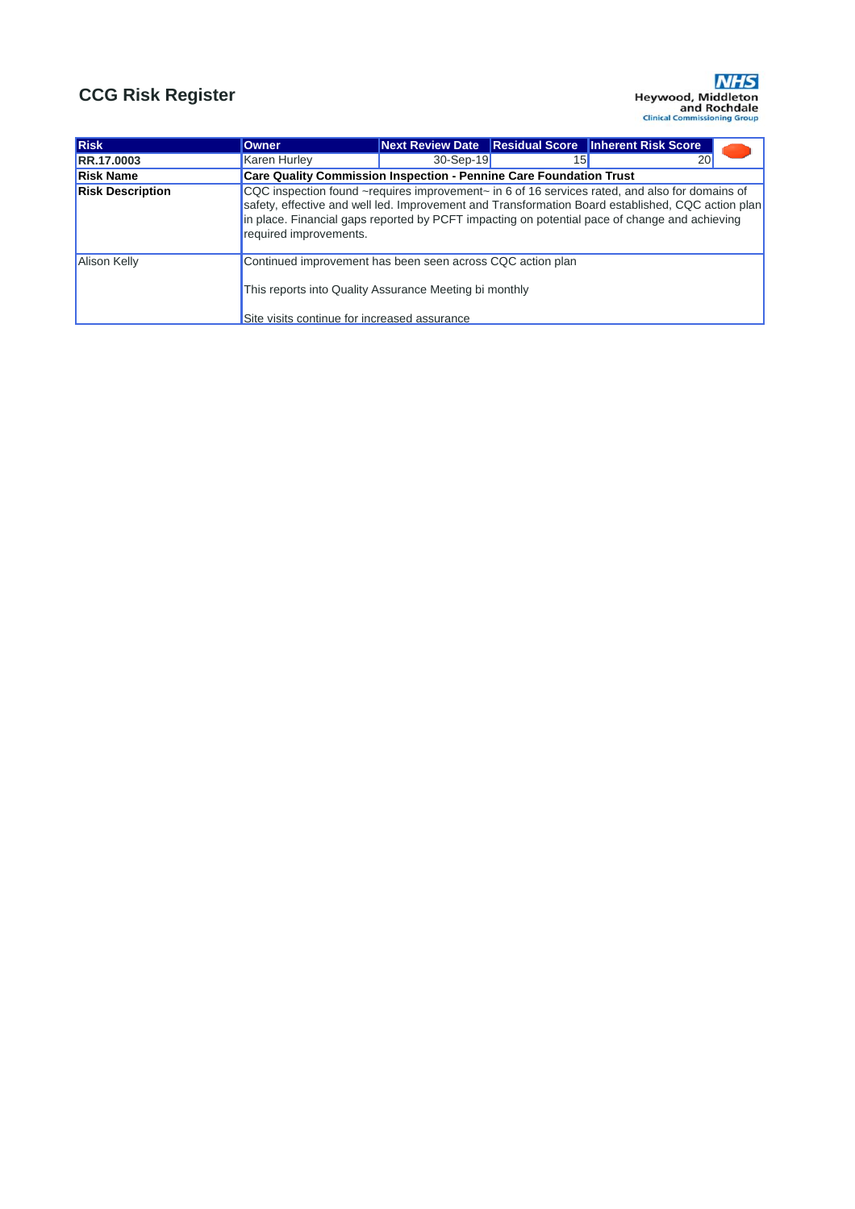## CCG Risk Register

| Risk | Owner | Next Review Date | Residual Score | Inherent Risk Score |
|---|---|---|---|---|
| **RR.17.0003** | Karen Hurley | 30-Sep-19 | 15 | 20 |
| **Risk Name** | **Care Quality Commission Inspection - Pennine Care Foundation Trust** | | | |
| **Risk Description** | CQC inspection found ~requires improvement~ in 6 of 16 services rated, and also for domains of safety, effective and well led. Improvement and Transformation Board established, CQC action plan in place. Financial gaps reported by PCFT impacting on potential pace of change and achieving required improvements. | | | |
| Alison Kelly | Continued improvement has been seen across CQC action plan<br><br>This reports into Quality Assurance Meeting bi monthly<br><br>Site visits continue for increased assurance | | | |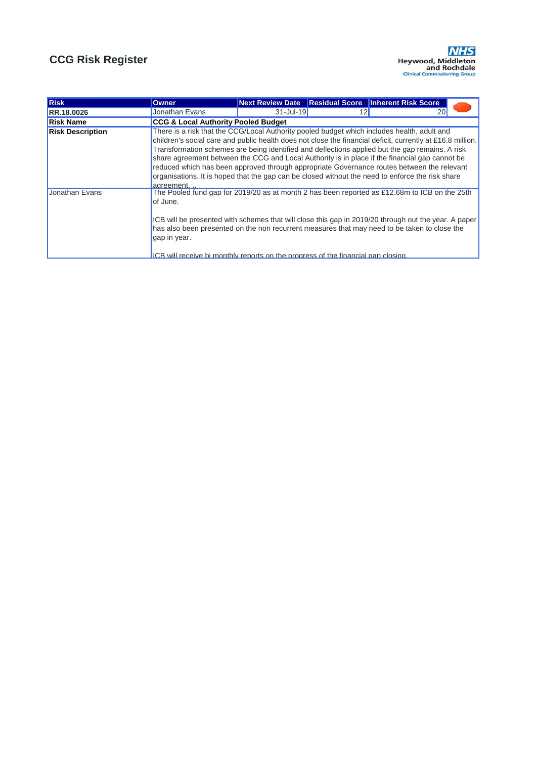## CCG Risk Register

**NHS Heywood, Middleton and Rochdale Clinical Commissioning Group**

| Risk | Owner | Next Review Date | Residual Score | Inherent Risk Score |
|---|---|---|---|---|
| **RR.18.0026** | Jonathan Evans | 31-Jul-19 | 12 | 20 |
| **Risk Name** | **CCG & Local Authority Pooled Budget** | | | |
| **Risk Description** | There is a risk that the CCG/Local Authority pooled budget which includes health, adult and children's social care and public health does not close the financial deficit, currently at £16.8 million. Transformation schemes are being identified and deflections applied but the gap remains. A risk share agreement between the CCG and Local Authority is in place if the financial gap cannot be reduced which has been approved through appropriate Governance routes between the relevant organisations. It is hoped that the gap can be closed without the need to enforce the risk share agreement. .. | | | |
| Jonathan Evans | The Pooled fund gap for 2019/20 as at month 2 has been reported as £12.68m to ICB on the 25th of June.<br><br>ICB will be presented with schemes that will close this gap in 2019/20 through out the year. A paper has also been presented on the non recurrent measures that may need to be taken to close the gap in year.<br><br>ICB will receive bi monthly reports on the progress of the financial gap closing. | | | |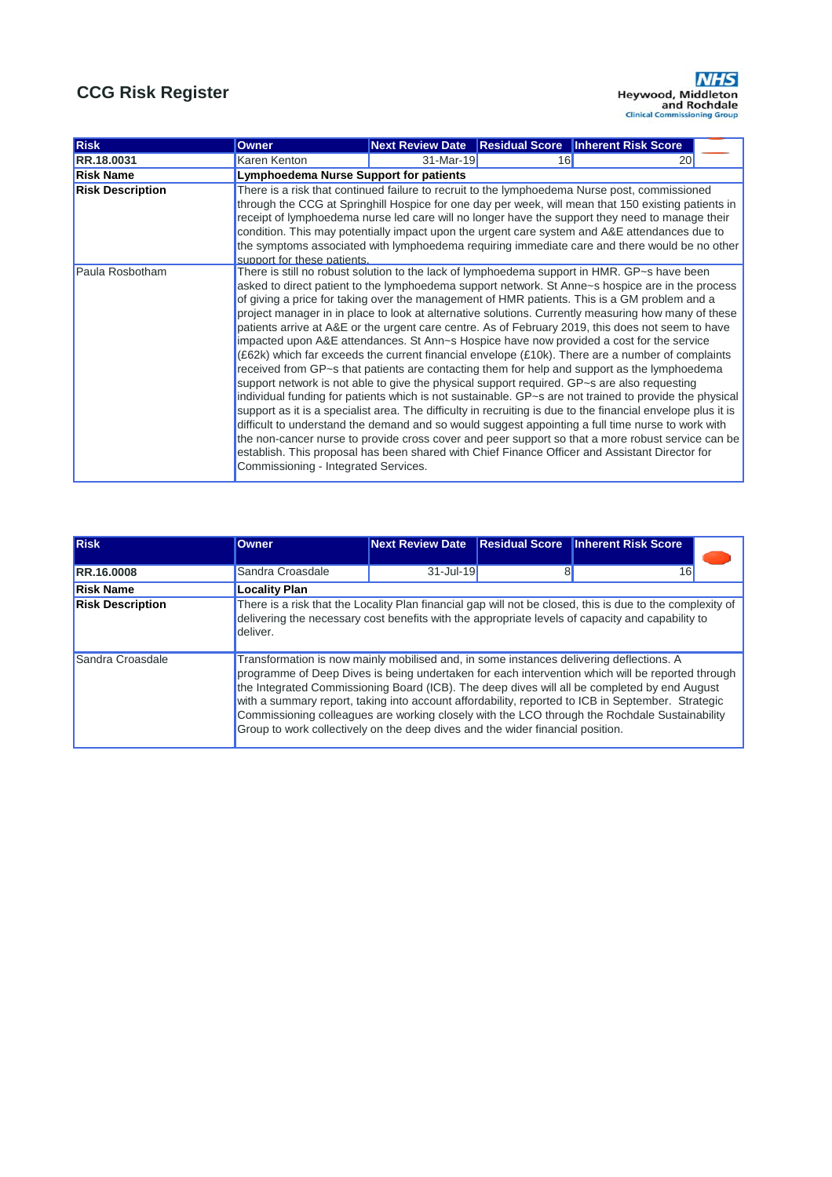## CCG Risk Register

| Risk | Owner | Next Review Date | Residual Score | Inherent Risk Score |
|---|---|---|---|---|
| RR.18.0031 | Karen Kenton | 31-Mar-19 | 16 | 20 |
| **Risk Name** | **Lymphoedema Nurse Support for patients** | | | |
| **Risk Description** | There is a risk that continued failure to recruit to the lymphoedema Nurse post, commissioned through the CCG at Springhill Hospice for one day per week, will mean that 150 existing patients in receipt of lymphoedema nurse led care will no longer have the support they need to manage their condition. This may potentially impact upon the urgent care system and A&E attendances due to the symptoms associated with lymphoedema requiring immediate care and there would be no other support for these patients. | | | |
| Paula Rosbotham | There is still no robust solution to the lack of lymphoedema support in HMR. GP~s have been asked to direct patient to the lymphoedema support network. St Anne~s hospice are in the process of giving a price for taking over the management of HMR patients. This is a GM problem and a project manager in in place to look at alternative solutions. Currently measuring how many of these patients arrive at A&E or the urgent care centre. As of February 2019, this does not seem to have impacted upon A&E attendances. St Ann~s Hospice have now provided a cost for the service (£62k) which far exceeds the current financial envelope (£10k). There are a number of complaints received from GP~s that patients are contacting them for help and support as the lymphoedema support network is not able to give the physical support required. GP~s are also requesting individual funding for patients which is not sustainable. GP~s are not trained to provide the physical support as it is a specialist area. The difficulty in recruiting is due to the financial envelope plus it is difficult to understand the demand and so would suggest appointing a full time nurse to work with the non-cancer nurse to provide cross cover and peer support so that a more robust service can be establish. This proposal has been shared with Chief Finance Officer and Assistant Director for Commissioning - Integrated Services. | | | |

| Risk | Owner | Next Review Date | Residual Score | Inherent Risk Score |
|---|---|---|---|---|
| RR.16.0008 | Sandra Croasdale | 31-Jul-19 | 8 | 16 |
| **Risk Name** | **Locality Plan** | | | |
| **Risk Description** | There is a risk that the Locality Plan financial gap will not be closed, this is due to the complexity of delivering the necessary cost benefits with the appropriate levels of capacity and capability to deliver. | | | |
| Sandra Croasdale | Transformation is now mainly mobilised and, in some instances delivering deflections. A programme of Deep Dives is being undertaken for each intervention which will be reported through the Integrated Commissioning Board (ICB). The deep dives will all be completed by end August with a summary report, taking into account affordability, reported to ICB in September. Strategic Commissioning colleagues are working closely with the LCO through the Rochdale Sustainability Group to work collectively on the deep dives and the wider financial position. | | | |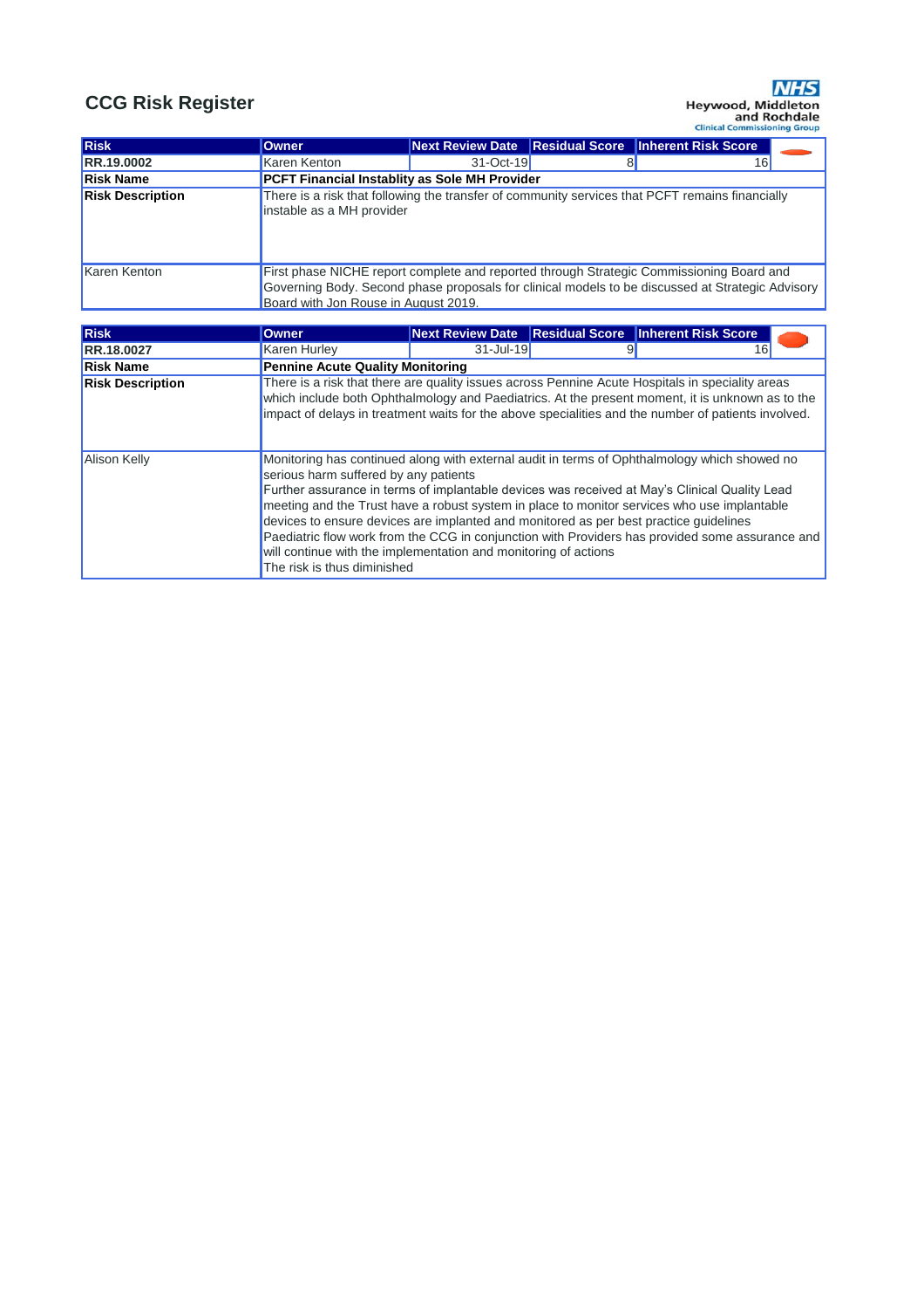## CCG Risk Register

NHS Heywood, Middleton and Rochdale Clinical Commissioning Group

| Risk | Owner | Next Review Date | Residual Score | Inherent Risk Score |
|---|---|---|---|---|
| **RR.19.0002** | Karen Kenton | 31-Oct-19 | 8 | 16 |
| **Risk Name** | **PCFT Financial Instablity as Sole MH Provider** | | | |
| **Risk Description** | There is a risk that following the transfer of community services that PCFT remains financially instable as a MH provider | | | |
| Karen Kenton | First phase NICHE report complete and reported through Strategic Commissioning Board and Governing Body. Second phase proposals for clinical models to be discussed at Strategic Advisory Board with Jon Rouse in August 2019. | | | |

| Risk | Owner | Next Review Date | Residual Score | Inherent Risk Score |
|---|---|---|---|---|
| **RR.18.0027** | Karen Hurley | 31-Jul-19 | 9 | 16 |
| **Risk Name** | **Pennine Acute Quality Monitoring** | | | |
| **Risk Description** | There is a risk that there are quality issues across Pennine Acute Hospitals in speciality areas which include both Ophthalmology and Paediatrics. At the present moment, it is unknown as to the impact of delays in treatment waits for the above specialities and the number of patients involved. | | | |
| Alison Kelly | Monitoring has continued along with external audit in terms of Ophthalmology which showed no serious harm suffered by any patients<br>Further assurance in terms of implantable devices was received at May's Clinical Quality Lead meeting and the Trust have a robust system in place to monitor services who use implantable devices to ensure devices are implanted and monitored as per best practice guidelines<br>Paediatric flow work from the CCG in conjunction with Providers has provided some assurance and will continue with the implementation and monitoring of actions<br>The risk is thus diminished | | | |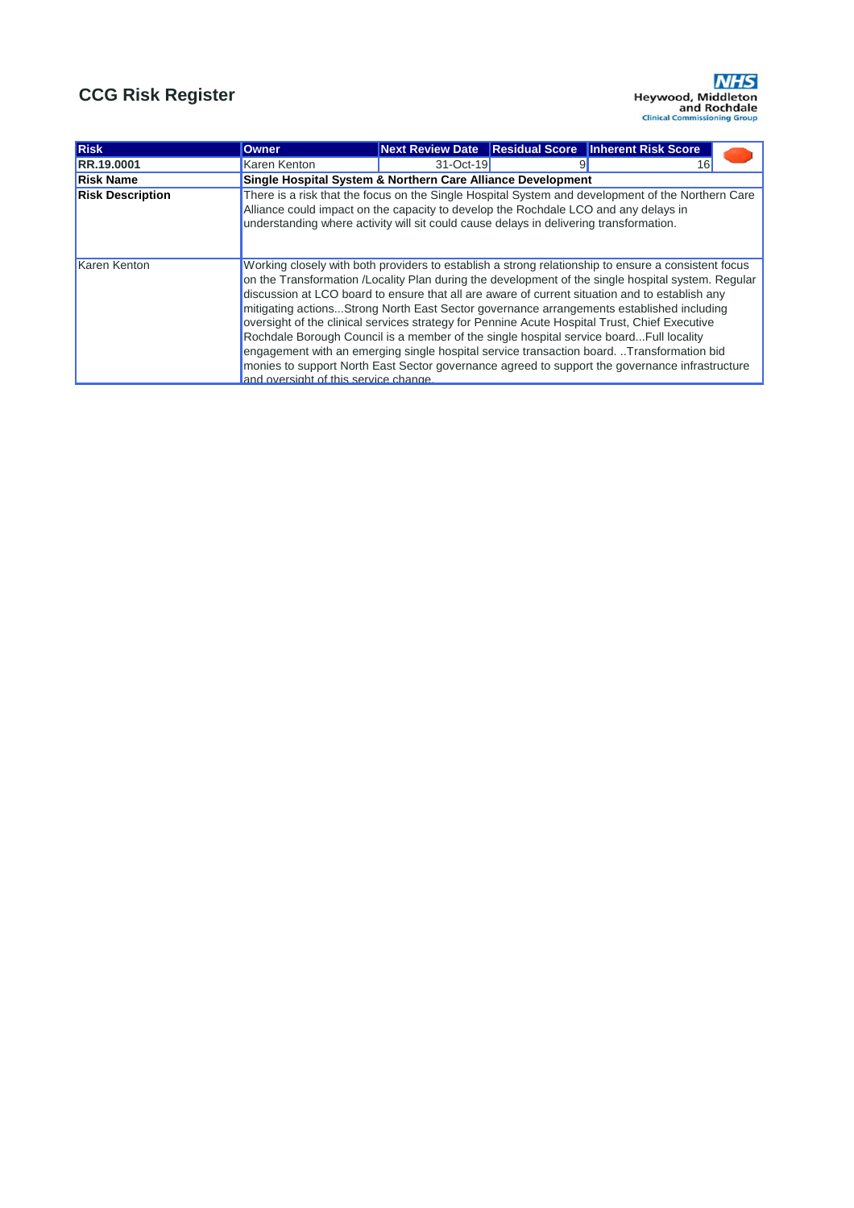# CCG Risk Register

Heywood, Middleton and Rochdale
Clinical Commissioning Group

| Risk | Owner | Next Review Date | Residual Score | Inherent Risk Score |
|---|---|---|---|---|
| RR.19.0001 | Karen Kenton | 31-Oct-19 | 9 | 16 |
| **Risk Name** | **Single Hospital System & Northern Care Alliance Development** | | | |
| **Risk Description** | There is a risk that the focus on the Single Hospital System and development of the Northern Care Alliance could impact on the capacity to develop the Rochdale LCO and any delays in understanding where activity will sit could cause delays in delivering transformation. | | | |
| Karen Kenton | Working closely with both providers to establish a strong relationship to ensure a consistent focus on the Transformation /Locality Plan during the development of the single hospital system. Regular discussion at LCO board to ensure that all are aware of current situation and to establish any mitigating actions...Strong North East Sector governance arrangements established including oversight of the clinical services strategy for Pennine Acute Hospital Trust, Chief Executive Rochdale Borough Council is a member of the single hospital service board...Full locality engagement with an emerging single hospital service transaction board. ..Transformation bid monies to support North East Sector governance agreed to support the governance infrastructure and oversight of this service change. | | | |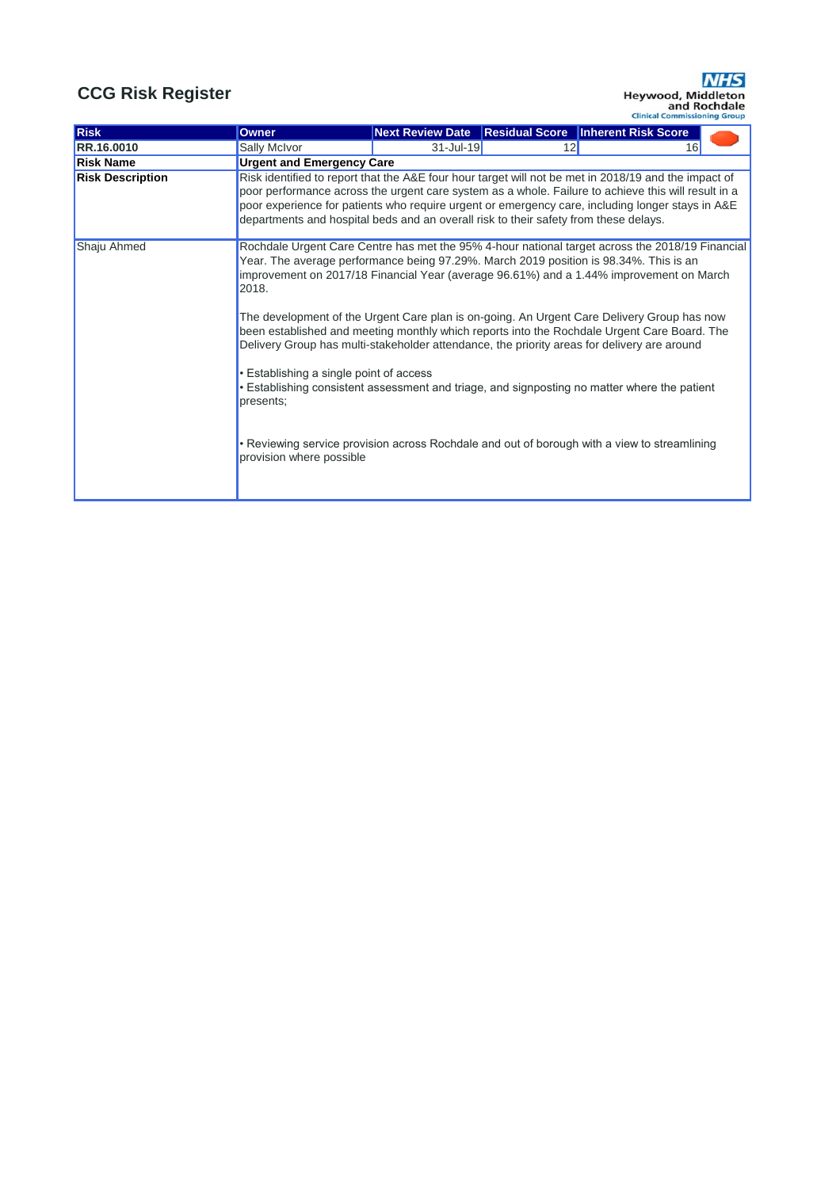## CCG Risk Register

**NHS Heywood, Middleton and Rochdale Clinical Commissioning Group**

| Risk | Owner | Next Review Date | Residual Score | Inherent Risk Score |
|---|---|---|---|---|
| RR.16.0010 | Sally McIvor | 31-Jul-19 | 12 | 16 |
| **Risk Name** | **Urgent and Emergency Care** | | | |
| **Risk Description** | Risk identified to report that the A&E four hour target will not be met in 2018/19 and the impact of poor performance across the urgent care system as a whole. Failure to achieve this will result in a poor experience for patients who require urgent or emergency care, including longer stays in A&E departments and hospital beds and an overall risk to their safety from these delays. | | | |
| Shaju Ahmed | Rochdale Urgent Care Centre has met the 95% 4-hour national target across the 2018/19 Financial Year. The average performance being 97.29%. March 2019 position is 98.34%. This is an improvement on 2017/18 Financial Year (average 96.61%) and a 1.44% improvement on March 2018.<br><br>The development of the Urgent Care plan is on-going. An Urgent Care Delivery Group has now been established and meeting monthly which reports into the Rochdale Urgent Care Board. The Delivery Group has multi-stakeholder attendance, the priority areas for delivery are around<br><br>• Establishing a single point of access<br>• Establishing consistent assessment and triage, and signposting no matter where the patient presents;<br><br>• Reviewing service provision across Rochdale and out of borough with a view to streamlining provision where possible | | | |